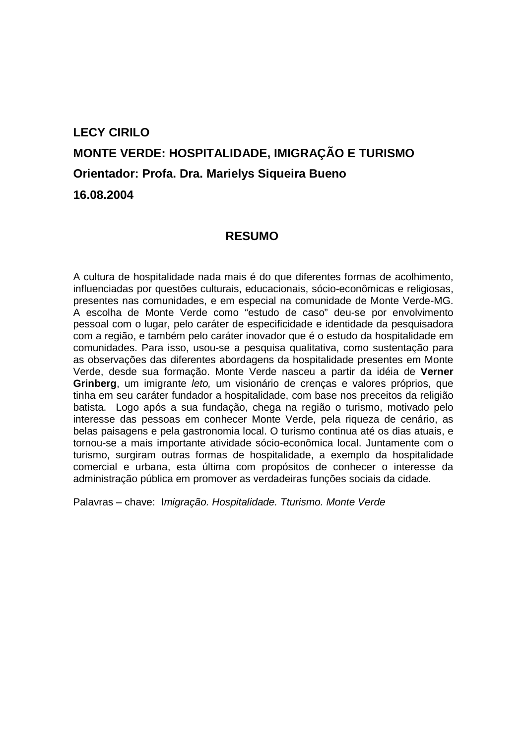**LECY CIRILO**

**MONTE VERDE: HOSPITALIDADE, IMIGRAÇÃO E TURISMO**

**Orientador: Profa. Dra. Marielys Siqueira Bueno**

**16.08.2004**

## RESUMO

A cultura de hospitalidade nada mais é do que diferentes formas de acolhimento, influenciadas por questões culturais, educacionais, sócio-econômicas e religiosas, presentes nas comunidades, e em especial na comunidade de Monte Verde-MG. A escolha de Monte Verde como "estudo de caso" deu-se por envolvimento pessoal com o lugar, pelo caráter de especificidade e identidade da pesquisadora com a região, e também pelo caráter inovador que é o estudo da hospitalidade em comunidades. Para isso, usou-se a pesquisa qualitativa, como sustentação para as observações das diferentes abordagens da hospitalidade presentes em Monte Verde, desde sua formação. Monte Verde nasceu a partir da idéia de **Verner Grinberg**, um imigrante *leto,* um visionário de crenças e valores próprios, que tinha em seu caráter fundador a hospitalidade, com base nos preceitos da religião batista. Logo após a sua fundação, chega na região o turismo, motivado pelo interesse das pessoas em conhecer Monte Verde, pela riqueza de cenário, as belas paisagens e pela gastronomia local. O turismo continua até os dias atuais, e tornou-se a mais importante atividade sócio-econômica local. Juntamente com o turismo, surgiram outras formas de hospitalidade, a exemplo da hospitalidade comercial e urbana, esta última com propósitos de conhecer o interesse da administração pública em promover as verdadeiras funções sociais da cidade.

Palavras – chave: I*migração. Hospitalidade. Tturismo. Monte Verde*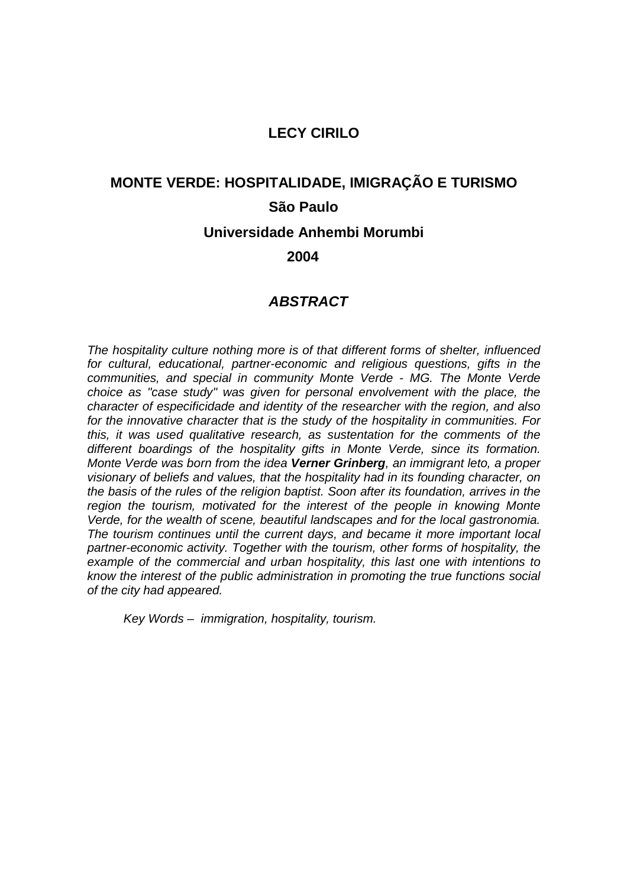**LECY CIRILO**

**MONTE VERDE: HOSPITALIDADE, IMIGRAÇÃO E TURISMO**

**São Paulo**

**Universidade Anhembi Morumbi**

**2004**

## *ABSTRACT*

*The hospitality culture nothing more is of that different forms of shelter, influenced for cultural, educational, partner-economic and religious questions, gifts in the communities, and special in community Monte Verde - MG. The Monte Verde choice as "case study" was given for personal envolvement with the place, the character of especificidade and identity of the researcher with the region, and also for the innovative character that is the study of the hospitality in communities. For this, it was used qualitative research, as sustentation for the comments of the different boardings of the hospitality gifts in Monte Verde, since its formation. Monte Verde was born from the idea **Verner Grinberg**, an immigrant leto, a proper visionary of beliefs and values, that the hospitality had in its founding character, on the basis of the rules of the religion baptist. Soon after its foundation, arrives in the region the tourism, motivated for the interest of the people in knowing Monte Verde, for the wealth of scene, beautiful landscapes and for the local gastronomia. The tourism continues until the current days, and became it more important local partner-economic activity. Together with the tourism, other forms of hospitality, the example of the commercial and urban hospitality, this last one with intentions to know the interest of the public administration in promoting the true functions social of the city had appeared.*

*Key Words – immigration, hospitality, tourism.*